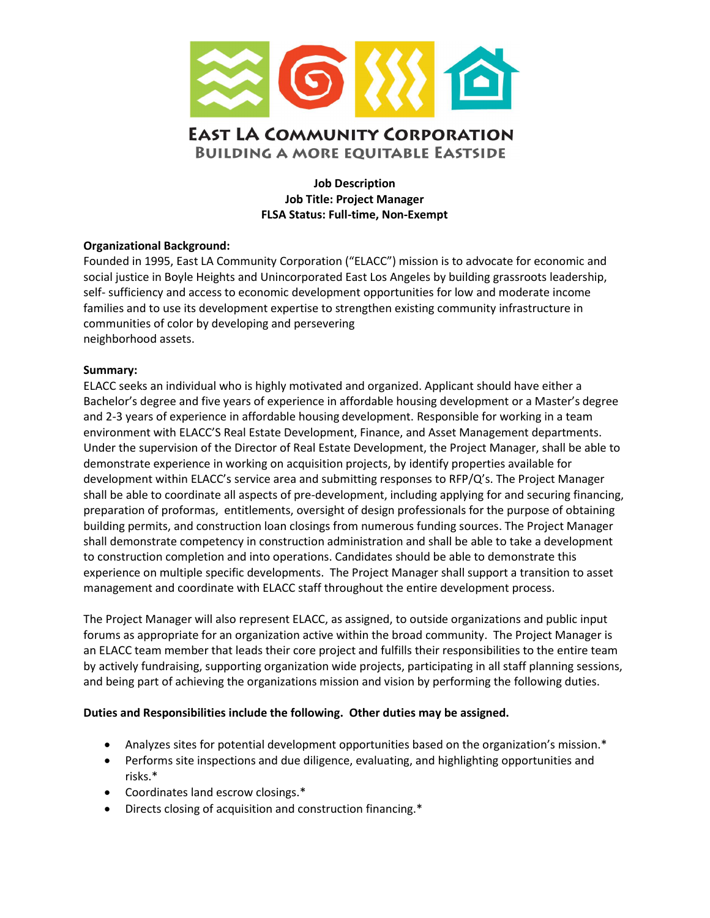# East LA Community Corporation

## Building a More Equitable Eastside

**Job Description**
**Job Title: Project Manager**
**FLSA Status: Full-time, Non-Exempt**

**Organizational Background:**
Founded in 1995, East LA Community Corporation ("ELACC") mission is to advocate for economic and social justice in Boyle Heights and Unincorporated East Los Angeles by building grassroots leadership, self- sufficiency and access to economic development opportunities for low and moderate income families and to use its development expertise to strengthen existing community infrastructure in communities of color by developing and persevering neighborhood assets.

**Summary:**
ELACC seeks an individual who is highly motivated and organized. Applicant should have either a Bachelor's degree and five years of experience in affordable housing development or a Master's degree and 2-3 years of experience in affordable housing development. Responsible for working in a team environment with ELACC'S Real Estate Development, Finance, and Asset Management departments. Under the supervision of the Director of Real Estate Development, the Project Manager, shall be able to demonstrate experience in working on acquisition projects, by identify properties available for development within ELACC's service area and submitting responses to RFP/Q's. The Project Manager shall be able to coordinate all aspects of pre-development, including applying for and securing financing, preparation of proformas, entitlements, oversight of design professionals for the purpose of obtaining building permits, and construction loan closings from numerous funding sources. The Project Manager shall demonstrate competency in construction administration and shall be able to take a development to construction completion and into operations. Candidates should be able to demonstrate this experience on multiple specific developments. The Project Manager shall support a transition to asset management and coordinate with ELACC staff throughout the entire development process.

The Project Manager will also represent ELACC, as assigned, to outside organizations and public input forums as appropriate for an organization active within the broad community. The Project Manager is an ELACC team member that leads their core project and fulfills their responsibilities to the entire team by actively fundraising, supporting organization wide projects, participating in all staff planning sessions, and being part of achieving the organizations mission and vision by performing the following duties.

**Duties and Responsibilities include the following. Other duties may be assigned.**

- Analyzes sites for potential development opportunities based on the organization's mission.*
- Performs site inspections and due diligence, evaluating, and highlighting opportunities and risks.*
- Coordinates land escrow closings.*
- Directs closing of acquisition and construction financing.*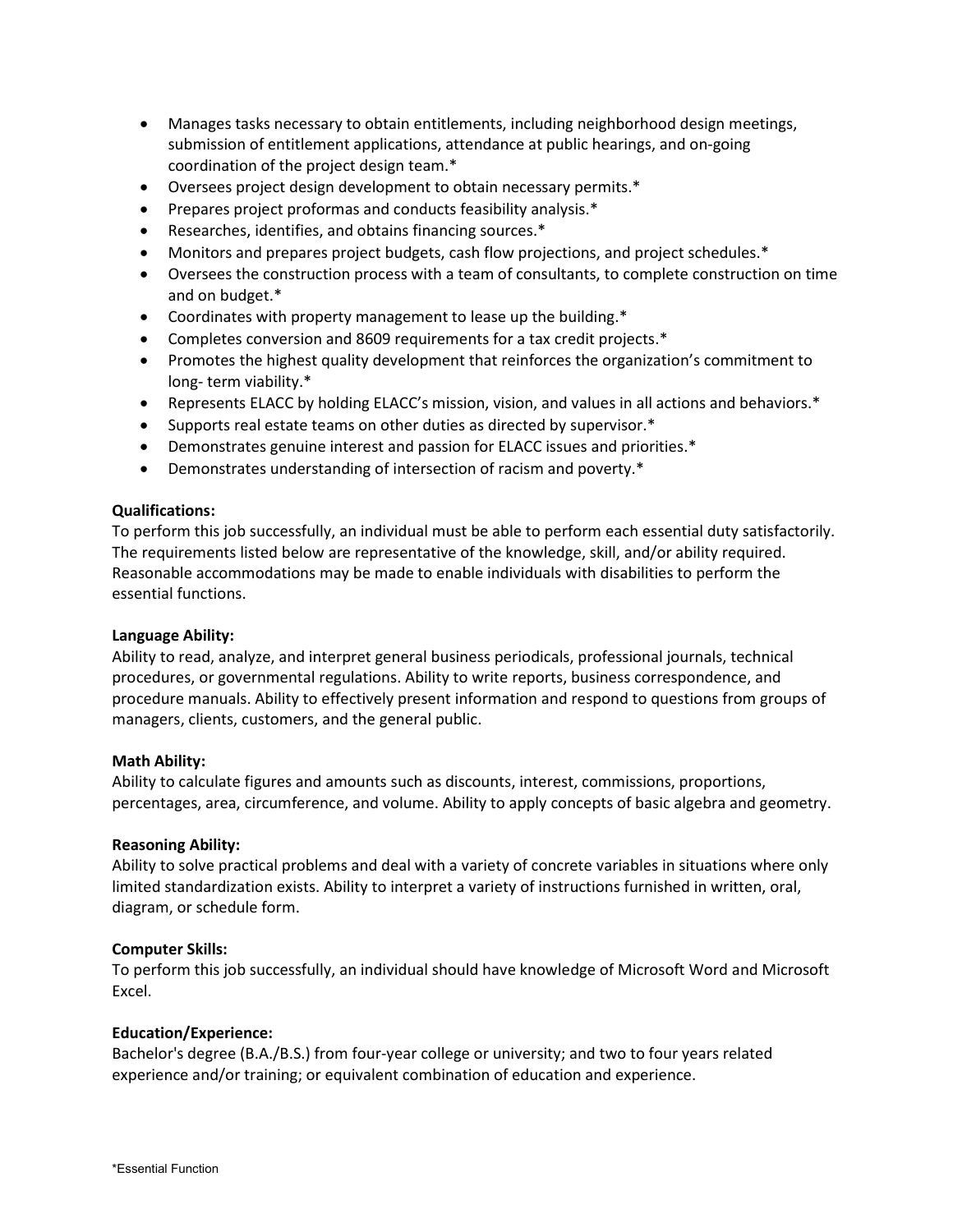- Manages tasks necessary to obtain entitlements, including neighborhood design meetings, submission of entitlement applications, attendance at public hearings, and on-going coordination of the project design team.*
- Oversees project design development to obtain necessary permits.*
- Prepares project proformas and conducts feasibility analysis.*
- Researches, identifies, and obtains financing sources.*
- Monitors and prepares project budgets, cash flow projections, and project schedules.*
- Oversees the construction process with a team of consultants, to complete construction on time and on budget.*
- Coordinates with property management to lease up the building.*
- Completes conversion and 8609 requirements for a tax credit projects.*
- Promotes the highest quality development that reinforces the organization's commitment to long- term viability.*
- Represents ELACC by holding ELACC's mission, vision, and values in all actions and behaviors.*
- Supports real estate teams on other duties as directed by supervisor.*
- Demonstrates genuine interest and passion for ELACC issues and priorities.*
- Demonstrates understanding of intersection of racism and poverty.*

**Qualifications:**
To perform this job successfully, an individual must be able to perform each essential duty satisfactorily. The requirements listed below are representative of the knowledge, skill, and/or ability required. Reasonable accommodations may be made to enable individuals with disabilities to perform the essential functions.

**Language Ability:**
Ability to read, analyze, and interpret general business periodicals, professional journals, technical procedures, or governmental regulations. Ability to write reports, business correspondence, and procedure manuals. Ability to effectively present information and respond to questions from groups of managers, clients, customers, and the general public.

**Math Ability:**
Ability to calculate figures and amounts such as discounts, interest, commissions, proportions, percentages, area, circumference, and volume. Ability to apply concepts of basic algebra and geometry.

**Reasoning Ability:**
Ability to solve practical problems and deal with a variety of concrete variables in situations where only limited standardization exists. Ability to interpret a variety of instructions furnished in written, oral, diagram, or schedule form.

**Computer Skills:**
To perform this job successfully, an individual should have knowledge of Microsoft Word and Microsoft Excel.

**Education/Experience:**
Bachelor's degree (B.A./B.S.) from four-year college or university; and two to four years related experience and/or training; or equivalent combination of education and experience.

*Essential Function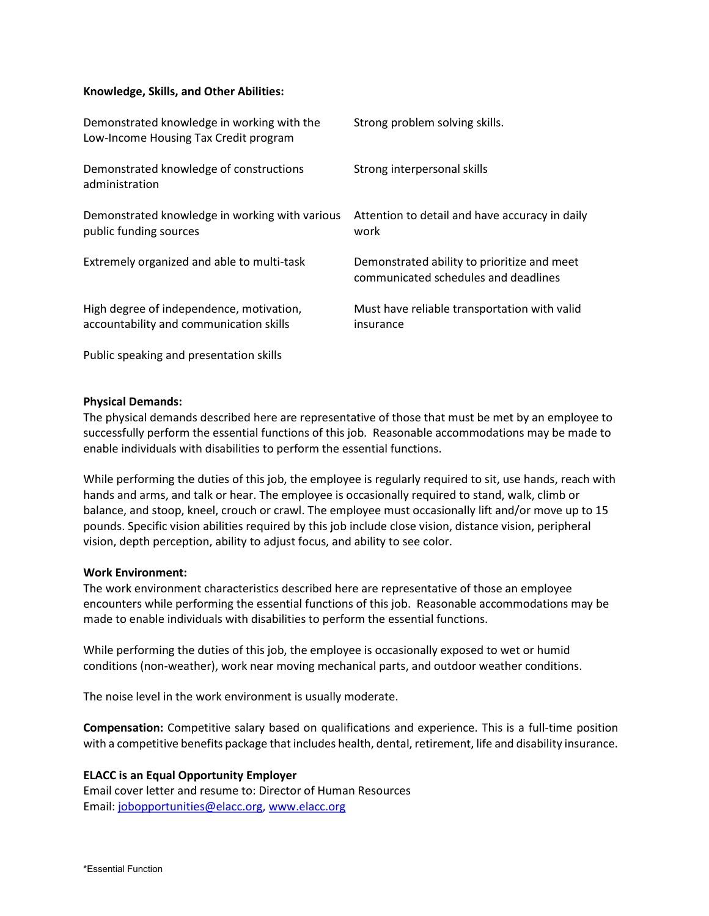**Knowledge, Skills, and Other Abilities:**

- Demonstrated knowledge in working with the Low-Income Housing Tax Credit program
- Strong problem solving skills.
- Demonstrated knowledge of constructions administration
- Strong interpersonal skills
- Demonstrated knowledge in working with various public funding sources
- Attention to detail and have accuracy in daily work
- Extremely organized and able to multi-task
- Demonstrated ability to prioritize and meet communicated schedules and deadlines
- High degree of independence, motivation, accountability and communication skills
- Must have reliable transportation with valid insurance
- Public speaking and presentation skills

**Physical Demands:**
The physical demands described here are representative of those that must be met by an employee to successfully perform the essential functions of this job. Reasonable accommodations may be made to enable individuals with disabilities to perform the essential functions.

While performing the duties of this job, the employee is regularly required to sit, use hands, reach with hands and arms, and talk or hear. The employee is occasionally required to stand, walk, climb or balance, and stoop, kneel, crouch or crawl. The employee must occasionally lift and/or move up to 15 pounds. Specific vision abilities required by this job include close vision, distance vision, peripheral vision, depth perception, ability to adjust focus, and ability to see color.

**Work Environment:**
The work environment characteristics described here are representative of those an employee encounters while performing the essential functions of this job. Reasonable accommodations may be made to enable individuals with disabilities to perform the essential functions.

While performing the duties of this job, the employee is occasionally exposed to wet or humid conditions (non-weather), work near moving mechanical parts, and outdoor weather conditions.

The noise level in the work environment is usually moderate.

**Compensation:** Competitive salary based on qualifications and experience. This is a full-time position with a competitive benefits package that includes health, dental, retirement, life and disability insurance.

**ELACC is an Equal Opportunity Employer**
Email cover letter and resume to: Director of Human Resources
Email: jobopportunities@elacc.org, www.elacc.org

*Essential Function